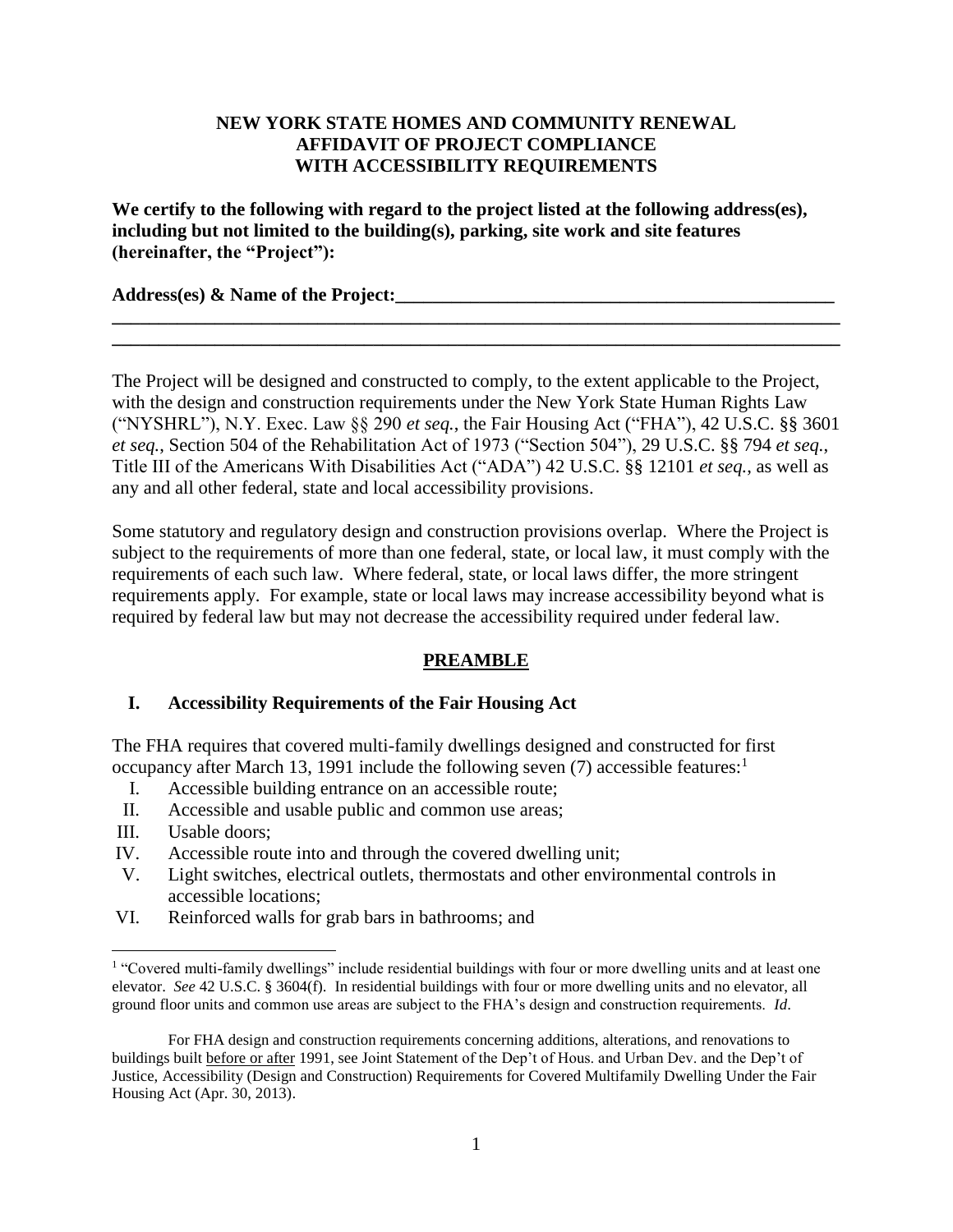**NEW YORK STATE HOMES AND COMMUNITY RENEWAL**
**AFFIDAVIT OF PROJECT COMPLIANCE**
**WITH ACCESSIBILITY REQUIREMENTS**

**We certify to the following with regard to the project listed at the following address(es), including but not limited to the building(s), parking, site work and site features (hereinafter, the "Project"):**

**Address(es) & Name of the Project:**\_\_\_\_\_\_\_\_\_\_\_\_\_\_\_\_\_\_\_\_\_\_\_\_\_\_\_\_\_\_\_\_\_\_\_\_\_\_\_\_\_\_\_\_\_\_\_\_
\_\_\_\_\_\_\_\_\_\_\_\_\_\_\_\_\_\_\_\_\_\_\_\_\_\_\_\_\_\_\_\_\_\_\_\_\_\_\_\_\_\_\_\_\_\_\_\_\_\_\_\_\_\_\_\_\_\_\_\_\_\_\_\_\_\_\_\_\_\_\_\_\_\_\_\_\_\_
\_\_\_\_\_\_\_\_\_\_\_\_\_\_\_\_\_\_\_\_\_\_\_\_\_\_\_\_\_\_\_\_\_\_\_\_\_\_\_\_\_\_\_\_\_\_\_\_\_\_\_\_\_\_\_\_\_\_\_\_\_\_\_\_\_\_\_\_\_\_\_\_\_\_\_\_\_\_

The Project will be designed and constructed to comply, to the extent applicable to the Project, with the design and construction requirements under the New York State Human Rights Law ("NYSHRL"), N.Y. Exec. Law §§ 290 *et seq.*, the Fair Housing Act ("FHA"), 42 U.S.C. §§ 3601 *et seq.*, Section 504 of the Rehabilitation Act of 1973 ("Section 504"), 29 U.S.C. §§ 794 *et seq.*, Title III of the Americans With Disabilities Act ("ADA") 42 U.S.C. §§ 12101 *et seq.*, as well as any and all other federal, state and local accessibility provisions.

Some statutory and regulatory design and construction provisions overlap. Where the Project is subject to the requirements of more than one federal, state, or local law, it must comply with the requirements of each such law. Where federal, state, or local laws differ, the more stringent requirements apply. For example, state or local laws may increase accessibility beyond what is required by federal law but may not decrease the accessibility required under federal law.

## PREAMBLE

### I. Accessibility Requirements of the Fair Housing Act

The FHA requires that covered multi-family dwellings designed and constructed for first occupancy after March 13, 1991 include the following seven (7) accessible features:[1]

I. Accessible building entrance on an accessible route;
II. Accessible and usable public and common use areas;
III. Usable doors;
IV. Accessible route into and through the covered dwelling unit;
V. Light switches, electrical outlets, thermostats and other environmental controls in accessible locations;
VI. Reinforced walls for grab bars in bathrooms; and

---

[1] "Covered multi-family dwellings" include residential buildings with four or more dwelling units and at least one elevator. *See* 42 U.S.C. § 3604(f). In residential buildings with four or more dwelling units and no elevator, all ground floor units and common use areas are subject to the FHA's design and construction requirements. *Id*.

For FHA design and construction requirements concerning additions, alterations, and renovations to buildings built before or after 1991, see Joint Statement of the Dep't of Hous. and Urban Dev. and the Dep't of Justice, Accessibility (Design and Construction) Requirements for Covered Multifamily Dwelling Under the Fair Housing Act (Apr. 30, 2013).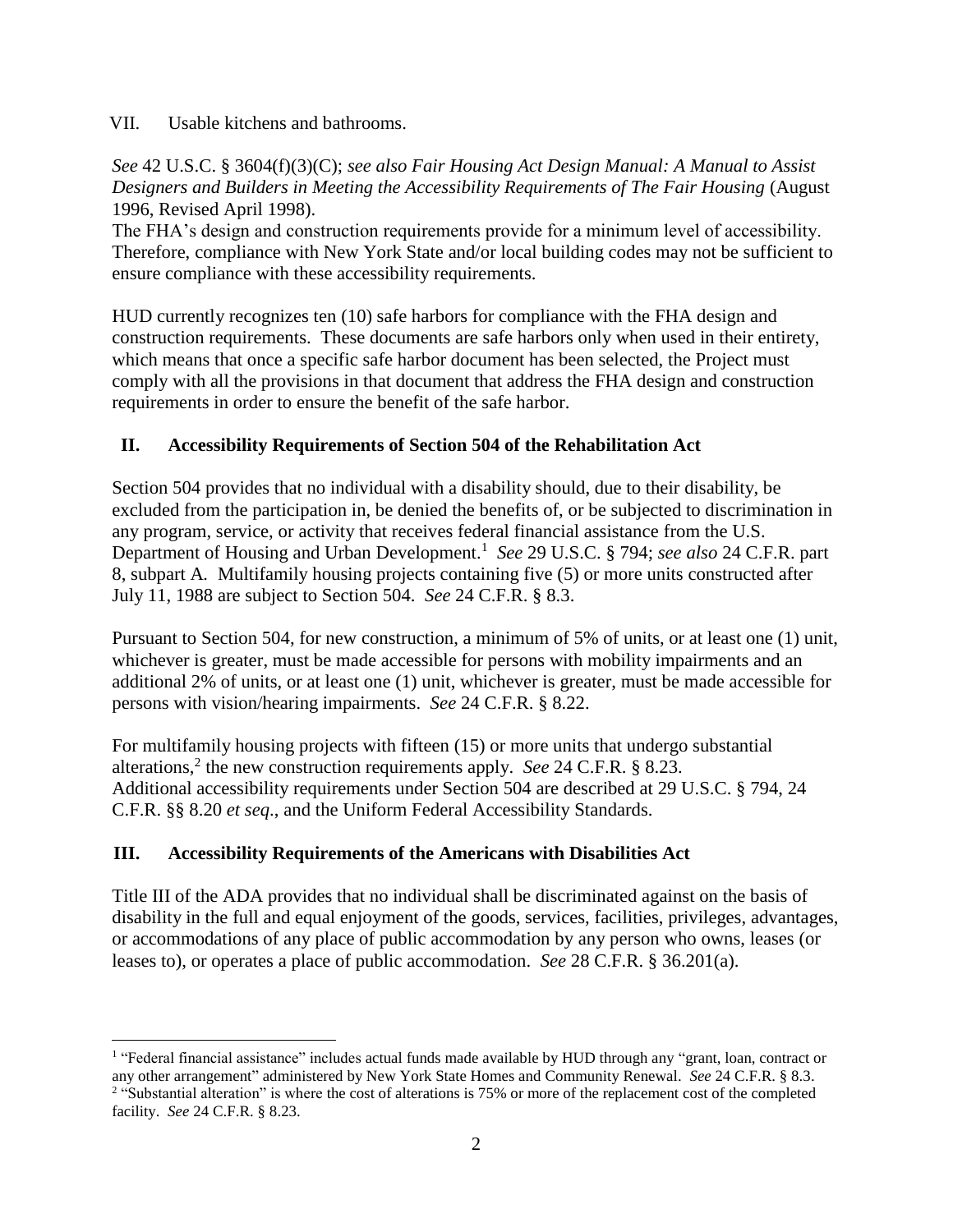VII. Usable kitchens and bathrooms.

*See* 42 U.S.C. § 3604(f)(3)(C); *see also Fair Housing Act Design Manual: A Manual to Assist Designers and Builders in Meeting the Accessibility Requirements of The Fair Housing* (August 1996, Revised April 1998).

The FHA's design and construction requirements provide for a minimum level of accessibility. Therefore, compliance with New York State and/or local building codes may not be sufficient to ensure compliance with these accessibility requirements.

HUD currently recognizes ten (10) safe harbors for compliance with the FHA design and construction requirements. These documents are safe harbors only when used in their entirety, which means that once a specific safe harbor document has been selected, the Project must comply with all the provisions in that document that address the FHA design and construction requirements in order to ensure the benefit of the safe harbor.

## II. Accessibility Requirements of Section 504 of the Rehabilitation Act

Section 504 provides that no individual with a disability should, due to their disability, be excluded from the participation in, be denied the benefits of, or be subjected to discrimination in any program, service, or activity that receives federal financial assistance from the U.S. Department of Housing and Urban Development.[1] *See* 29 U.S.C. § 794; *see also* 24 C.F.R. part 8, subpart A. Multifamily housing projects containing five (5) or more units constructed after July 11, 1988 are subject to Section 504. *See* 24 C.F.R. § 8.3.

Pursuant to Section 504, for new construction, a minimum of 5% of units, or at least one (1) unit, whichever is greater, must be made accessible for persons with mobility impairments and an additional 2% of units, or at least one (1) unit, whichever is greater, must be made accessible for persons with vision/hearing impairments. *See* 24 C.F.R. § 8.22.

For multifamily housing projects with fifteen (15) or more units that undergo substantial alterations,[2] the new construction requirements apply. *See* 24 C.F.R. § 8.23. Additional accessibility requirements under Section 504 are described at 29 U.S.C. § 794, 24 C.F.R. §§ 8.20 *et seq*., and the Uniform Federal Accessibility Standards.

## III. Accessibility Requirements of the Americans with Disabilities Act

Title III of the ADA provides that no individual shall be discriminated against on the basis of disability in the full and equal enjoyment of the goods, services, facilities, privileges, advantages, or accommodations of any place of public accommodation by any person who owns, leases (or leases to), or operates a place of public accommodation. *See* 28 C.F.R. § 36.201(a).

---

[1] "Federal financial assistance" includes actual funds made available by HUD through any "grant, loan, contract or any other arrangement" administered by New York State Homes and Community Renewal. *See* 24 C.F.R. § 8.3.

[2] "Substantial alteration" is where the cost of alterations is 75% or more of the replacement cost of the completed facility. *See* 24 C.F.R. § 8.23.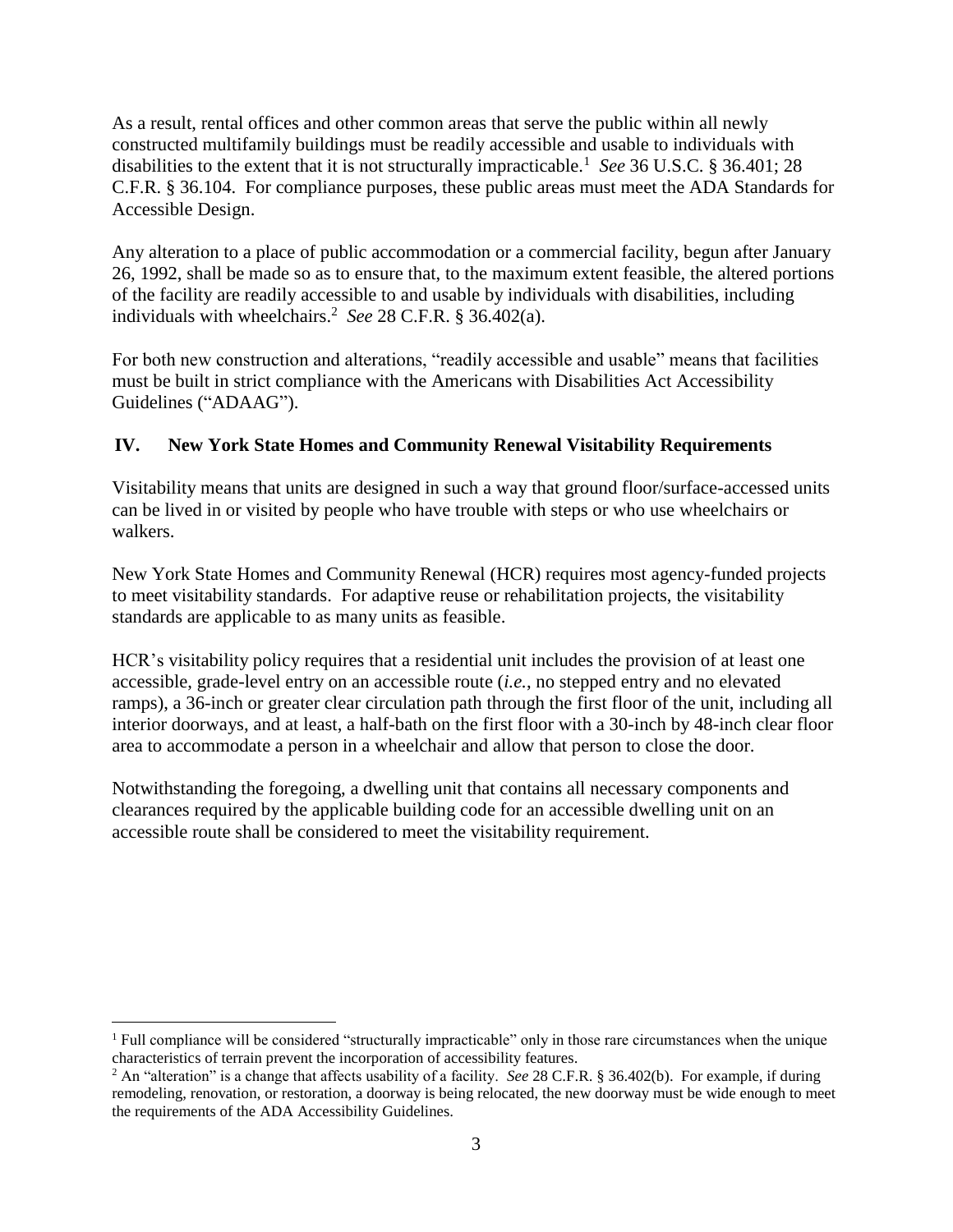As a result, rental offices and other common areas that serve the public within all newly constructed multifamily buildings must be readily accessible and usable to individuals with disabilities to the extent that it is not structurally impracticable.[1] *See* 36 U.S.C. § 36.401; 28 C.F.R. § 36.104. For compliance purposes, these public areas must meet the ADA Standards for Accessible Design.

Any alteration to a place of public accommodation or a commercial facility, begun after January 26, 1992, shall be made so as to ensure that, to the maximum extent feasible, the altered portions of the facility are readily accessible to and usable by individuals with disabilities, including individuals with wheelchairs.[2] *See* 28 C.F.R. § 36.402(a).

For both new construction and alterations, "readily accessible and usable" means that facilities must be built in strict compliance with the Americans with Disabilities Act Accessibility Guidelines ("ADAAG").

## IV. New York State Homes and Community Renewal Visitability Requirements

Visitability means that units are designed in such a way that ground floor/surface-accessed units can be lived in or visited by people who have trouble with steps or who use wheelchairs or walkers.

New York State Homes and Community Renewal (HCR) requires most agency-funded projects to meet visitability standards. For adaptive reuse or rehabilitation projects, the visitability standards are applicable to as many units as feasible.

HCR's visitability policy requires that a residential unit includes the provision of at least one accessible, grade-level entry on an accessible route (*i.e.*, no stepped entry and no elevated ramps), a 36-inch or greater clear circulation path through the first floor of the unit, including all interior doorways, and at least, a half-bath on the first floor with a 30-inch by 48-inch clear floor area to accommodate a person in a wheelchair and allow that person to close the door.

Notwithstanding the foregoing, a dwelling unit that contains all necessary components and clearances required by the applicable building code for an accessible dwelling unit on an accessible route shall be considered to meet the visitability requirement.

---

[1] Full compliance will be considered "structurally impracticable" only in those rare circumstances when the unique characteristics of terrain prevent the incorporation of accessibility features.

[2] An "alteration" is a change that affects usability of a facility. *See* 28 C.F.R. § 36.402(b). For example, if during remodeling, renovation, or restoration, a doorway is being relocated, the new doorway must be wide enough to meet the requirements of the ADA Accessibility Guidelines.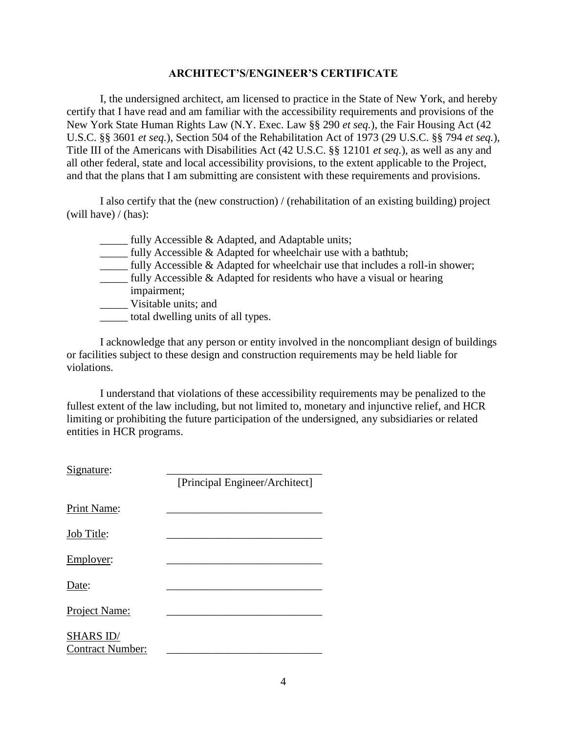## ARCHITECT'S/ENGINEER'S CERTIFICATE

I, the undersigned architect, am licensed to practice in the State of New York, and hereby certify that I have read and am familiar with the accessibility requirements and provisions of the New York State Human Rights Law (N.Y. Exec. Law §§ 290 *et seq.*), the Fair Housing Act (42 U.S.C. §§ 3601 *et seq.*), Section 504 of the Rehabilitation Act of 1973 (29 U.S.C. §§ 794 *et seq.*), Title III of the Americans with Disabilities Act (42 U.S.C. §§ 12101 *et seq.*), as well as any and all other federal, state and local accessibility provisions, to the extent applicable to the Project, and that the plans that I am submitting are consistent with these requirements and provisions.

I also certify that the (new construction) / (rehabilitation of an existing building) project (will have) / (has):

_____ fully Accessible & Adapted, and Adaptable units;
_____ fully Accessible & Adapted for wheelchair use with a bathtub;
_____ fully Accessible & Adapted for wheelchair use that includes a roll-in shower;
_____ fully Accessible & Adapted for residents who have a visual or hearing impairment;
_____ Visitable units; and
_____ total dwelling units of all types.

I acknowledge that any person or entity involved in the noncompliant design of buildings or facilities subject to these design and construction requirements may be held liable for violations.

I understand that violations of these accessibility requirements may be penalized to the fullest extent of the law including, but not limited to, monetary and injunctive relief, and HCR limiting or prohibiting the future participation of the undersigned, any subsidiaries or related entities in HCR programs.

Signature: ____________________________
[Principal Engineer/Architect]

Print Name: ____________________________

Job Title: ____________________________

Employer: ____________________________

Date: ____________________________

Project Name: ____________________________

SHARS ID/
Contract Number: ____________________________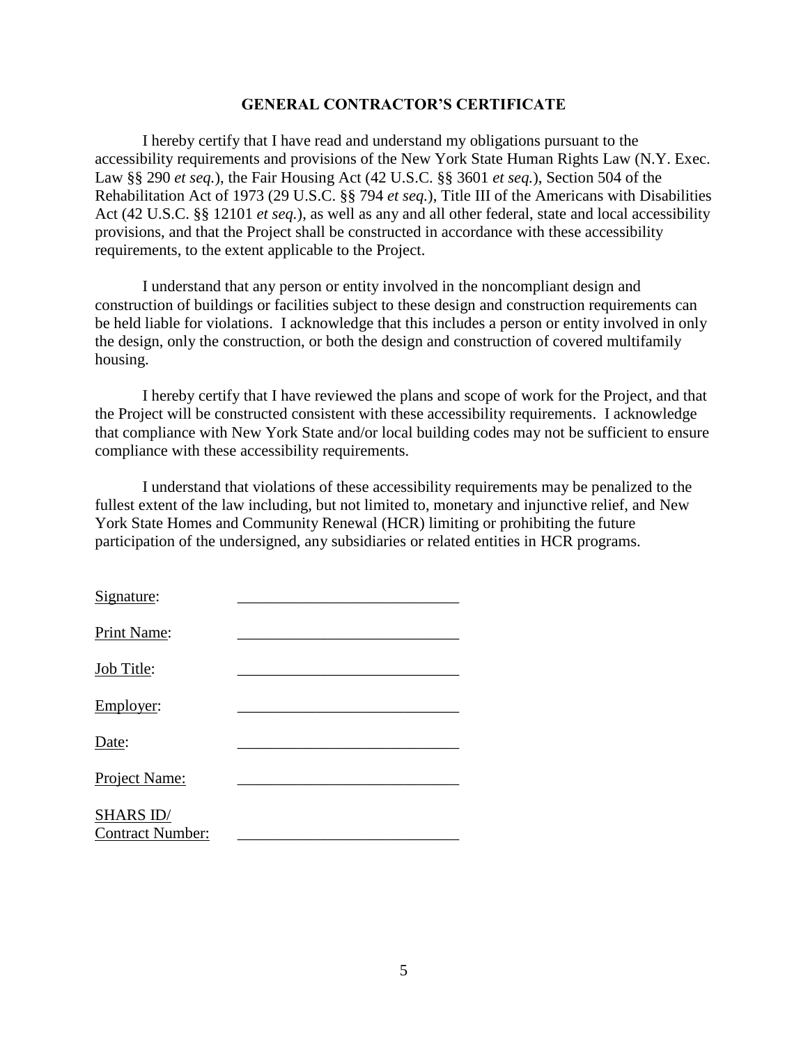## GENERAL CONTRACTOR'S CERTIFICATE

I hereby certify that I have read and understand my obligations pursuant to the accessibility requirements and provisions of the New York State Human Rights Law (N.Y. Exec. Law §§ 290 *et seq.*), the Fair Housing Act (42 U.S.C. §§ 3601 *et seq.*), Section 504 of the Rehabilitation Act of 1973 (29 U.S.C. §§ 794 *et seq.*), Title III of the Americans with Disabilities Act (42 U.S.C. §§ 12101 *et seq.*), as well as any and all other federal, state and local accessibility provisions, and that the Project shall be constructed in accordance with these accessibility requirements, to the extent applicable to the Project.

I understand that any person or entity involved in the noncompliant design and construction of buildings or facilities subject to these design and construction requirements can be held liable for violations. I acknowledge that this includes a person or entity involved in only the design, only the construction, or both the design and construction of covered multifamily housing.

I hereby certify that I have reviewed the plans and scope of work for the Project, and that the Project will be constructed consistent with these accessibility requirements. I acknowledge that compliance with New York State and/or local building codes may not be sufficient to ensure compliance with these accessibility requirements.

I understand that violations of these accessibility requirements may be penalized to the fullest extent of the law including, but not limited to, monetary and injunctive relief, and New York State Homes and Community Renewal (HCR) limiting or prohibiting the future participation of the undersigned, any subsidiaries or related entities in HCR programs.

Signature: ____________________________

Print Name: ____________________________

Job Title: ____________________________

Employer: ____________________________

Date: ____________________________

Project Name: ____________________________

SHARS ID/
Contract Number: ____________________________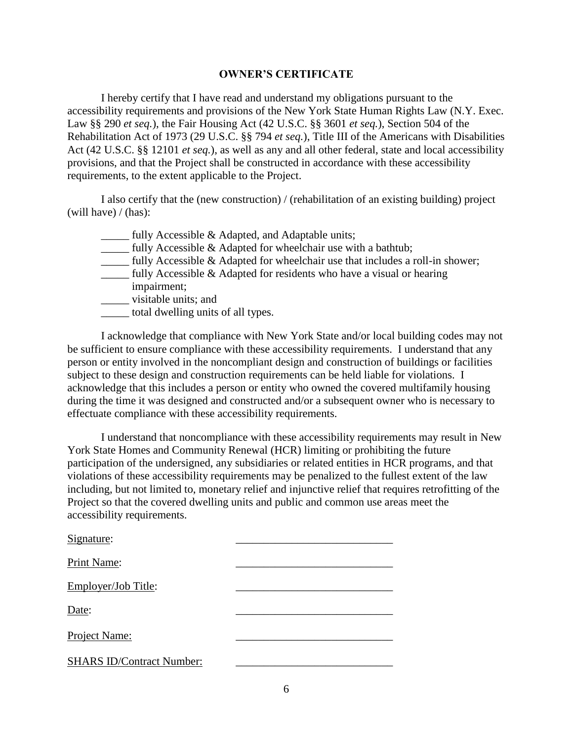## OWNER'S CERTIFICATE

I hereby certify that I have read and understand my obligations pursuant to the accessibility requirements and provisions of the New York State Human Rights Law (N.Y. Exec. Law §§ 290 *et seq.*), the Fair Housing Act (42 U.S.C. §§ 3601 *et seq.*), Section 504 of the Rehabilitation Act of 1973 (29 U.S.C. §§ 794 *et seq.*), Title III of the Americans with Disabilities Act (42 U.S.C. §§ 12101 *et seq.*), as well as any and all other federal, state and local accessibility provisions, and that the Project shall be constructed in accordance with these accessibility requirements, to the extent applicable to the Project.

I also certify that the (new construction) / (rehabilitation of an existing building) project (will have) / (has):

_____ fully Accessible & Adapted, and Adaptable units;
_____ fully Accessible & Adapted for wheelchair use with a bathtub;
_____ fully Accessible & Adapted for wheelchair use that includes a roll-in shower;
_____ fully Accessible & Adapted for residents who have a visual or hearing impairment;
_____ visitable units; and
_____ total dwelling units of all types.

I acknowledge that compliance with New York State and/or local building codes may not be sufficient to ensure compliance with these accessibility requirements. I understand that any person or entity involved in the noncompliant design and construction of buildings or facilities subject to these design and construction requirements can be held liable for violations. I acknowledge that this includes a person or entity who owned the covered multifamily housing during the time it was designed and constructed and/or a subsequent owner who is necessary to effectuate compliance with these accessibility requirements.

I understand that noncompliance with these accessibility requirements may result in New York State Homes and Community Renewal (HCR) limiting or prohibiting the future participation of the undersigned, any subsidiaries or related entities in HCR programs, and that violations of these accessibility requirements may be penalized to the fullest extent of the law including, but not limited to, monetary relief and injunctive relief that requires retrofitting of the Project so that the covered dwelling units and public and common use areas meet the accessibility requirements.

Signature: ____________________________

Print Name: ____________________________

Employer/Job Title: ____________________________

Date: ____________________________

Project Name: ____________________________

SHARS ID/Contract Number: ____________________________